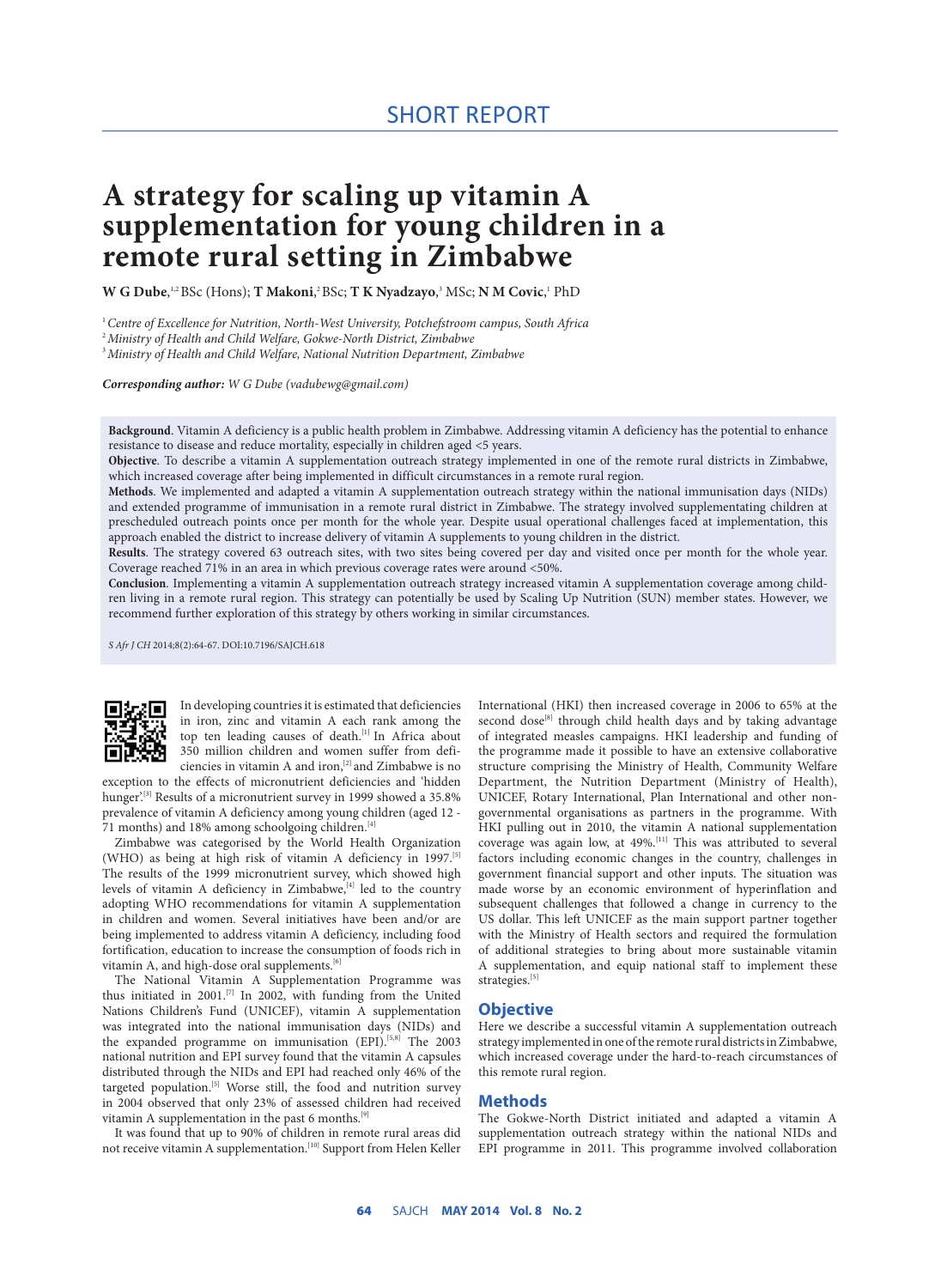SHORT REPORT

# A strategy for scaling up vitamin A supplementation for young children in a remote rural setting in Zimbabwe

**W G Dube**,[1,2] BSc (Hons); **T Makoni**,[2] BSc; **T K Nyadzayo**,[3] MSc; **N M Covic**,[1] PhD

[1] *Centre of Excellence for Nutrition, North-West University, Potchefstroom campus, South Africa*
[2] *Ministry of Health and Child Welfare, Gokwe-North District, Zimbabwe*
[3] *Ministry of Health and Child Welfare, National Nutrition Department, Zimbabwe*

***Corresponding author:*** *W G Dube (vadubewg@gmail.com)*

**Background**. Vitamin A deficiency is a public health problem in Zimbabwe. Addressing vitamin A deficiency has the potential to enhance resistance to disease and reduce mortality, especially in children aged <5 years.

**Objective**. To describe a vitamin A supplementation outreach strategy implemented in one of the remote rural districts in Zimbabwe, which increased coverage after being implemented in difficult circumstances in a remote rural region.

**Methods**. We implemented and adapted a vitamin A supplementation outreach strategy within the national immunisation days (NIDs) and extended programme of immunisation in a remote rural district in Zimbabwe. The strategy involved supplementing children at prescheduled outreach points once per month for the whole year. Despite usual operational challenges faced at implementation, this approach enabled the district to increase delivery of vitamin A supplements to young children in the district.

**Results**. The strategy covered 63 outreach sites, with two sites being covered per day and visited once per month for the whole year. Coverage reached 71% in an area in which previous coverage rates were around <50%.

**Conclusion**. Implementing a vitamin A supplementation outreach strategy increased vitamin A supplementation coverage among children living in a remote rural region. This strategy can potentially be used by Scaling Up Nutrition (SUN) member states. However, we recommend further exploration of this strategy by others working in similar circumstances.

*S Afr J CH* 2014;8(2):64-67. DOI:10.7196/SAJCH.618

In developing countries it is estimated that deficiencies in iron, zinc and vitamin A each rank among the top ten leading causes of death.[1] In Africa about 350 million children and women suffer from deficiencies in vitamin A and iron,[2] and Zimbabwe is no exception to the effects of micronutrient deficiencies and 'hidden hunger'.[3] Results of a micronutrient survey in 1999 showed a 35.8% prevalence of vitamin A deficiency among young children (aged 12 - 71 months) and 18% among schoolgoing children.[4]

Zimbabwe was categorised by the World Health Organization (WHO) as being at high risk of vitamin A deficiency in 1997.[5] The results of the 1999 micronutrient survey, which showed high levels of vitamin A deficiency in Zimbabwe,[4] led to the country adopting WHO recommendations for vitamin A supplementation in children and women. Several initiatives have been and/or are being implemented to address vitamin A deficiency, including food fortification, education to increase the consumption of foods rich in vitamin A, and high-dose oral supplements.[6]

The National Vitamin A Supplementation Programme was thus initiated in 2001.[7] In 2002, with funding from the United Nations Children's Fund (UNICEF), vitamin A supplementation was integrated into the national immunisation days (NIDs) and the expanded programme on immunisation (EPI).[5,8] The 2003 national nutrition and EPI survey found that the vitamin A capsules distributed through the NIDs and EPI had reached only 46% of the targeted population.[5] Worse still, the food and nutrition survey in 2004 observed that only 23% of assessed children had received vitamin A supplementation in the past 6 months.[9]

It was found that up to 90% of children in remote rural areas did not receive vitamin A supplementation.[10] Support from Helen Keller International (HKI) then increased coverage in 2006 to 65% at the second dose[8] through child health days and by taking advantage of integrated measles campaigns. HKI leadership and funding of the programme made it possible to have an extensive collaborative structure comprising the Ministry of Health, Community Welfare Department, the Nutrition Department (Ministry of Health), UNICEF, Rotary International, Plan International and other non-governmental organisations as partners in the programme. With HKI pulling out in 2010, the vitamin A national supplementation coverage was again low, at 49%.[11] This was attributed to several factors including economic changes in the country, challenges in government financial support and other inputs. The situation was made worse by an economic environment of hyperinflation and subsequent challenges that followed a change in currency to the US dollar. This left UNICEF as the main support partner together with the Ministry of Health sectors and required the formulation of additional strategies to bring about more sustainable vitamin A supplementation, and equip national staff to implement these strategies.[5]

## Objective

Here we describe a successful vitamin A supplementation outreach strategy implemented in one of the remote rural districts in Zimbabwe, which increased coverage under the hard-to-reach circumstances of this remote rural region.

## Methods

The Gokwe-North District initiated and adapted a vitamin A supplementation outreach strategy within the national NIDs and EPI programme in 2011. This programme involved collaboration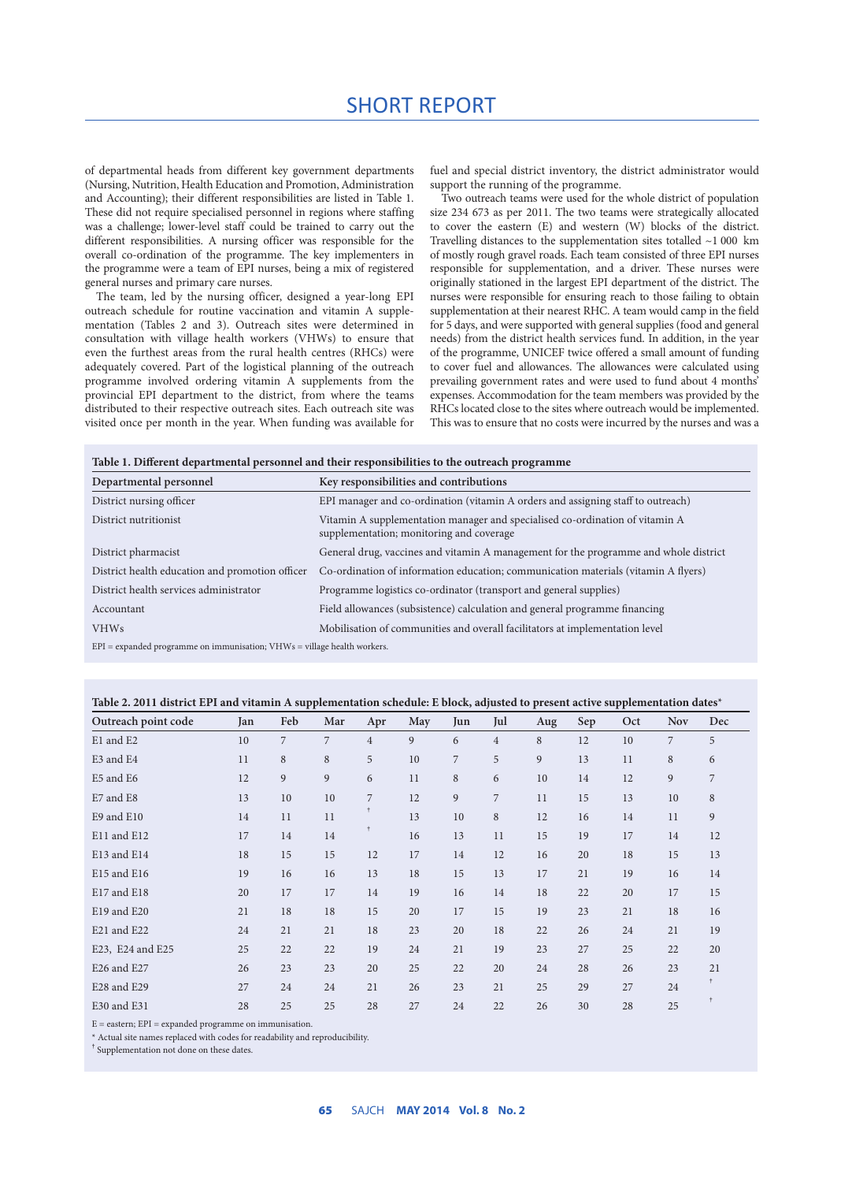of departmental heads from different key government departments (Nursing, Nutrition, Health Education and Promotion, Administration and Accounting); their different responsibilities are listed in Table 1. These did not require specialised personnel in regions where staffing was a challenge; lower-level staff could be trained to carry out the different responsibilities. A nursing officer was responsible for the overall co-ordination of the programme. The key implementers in the programme were a team of EPI nurses, being a mix of registered general nurses and primary care nurses.

The team, led by the nursing officer, designed a year-long EPI outreach schedule for routine vaccination and vitamin A supplementation (Tables 2 and 3). Outreach sites were determined in consultation with village health workers (VHWs) to ensure that even the furthest areas from the rural health centres (RHCs) were adequately covered. Part of the logistical planning of the outreach programme involved ordering vitamin A supplements from the provincial EPI department to the district, from where the teams distributed to their respective outreach sites. Each outreach site was visited once per month in the year. When funding was available for fuel and special district inventory, the district administrator would support the running of the programme.

Two outreach teams were used for the whole district of population size 234 673 as per 2011. The two teams were strategically allocated to cover the eastern (E) and western (W) blocks of the district. Travelling distances to the supplementation sites totalled ~1 000 km of mostly rough gravel roads. Each team consisted of three EPI nurses responsible for supplementation, and a driver. These nurses were originally stationed in the largest EPI department of the district. The nurses were responsible for ensuring reach to those failing to obtain supplementation at their nearest RHC. A team would camp in the field for 5 days, and were supported with general supplies (food and general needs) from the district health services fund. In addition, in the year of the programme, UNICEF twice offered a small amount of funding to cover fuel and allowances. The allowances were calculated using prevailing government rates and were used to fund about 4 months' expenses. Accommodation for the team members was provided by the RHCs located close to the sites where outreach would be implemented. This was to ensure that no costs were incurred by the nurses and was a

**Table 1. Different departmental personnel and their responsibilities to the outreach programme**

| Departmental personnel | Key responsibilities and contributions |
|---|---|
| District nursing officer | EPI manager and co-ordination (vitamin A orders and assigning staff to outreach) |
| District nutritionist | Vitamin A supplementation manager and specialised co-ordination of vitamin A supplementation; monitoring and coverage |
| District pharmacist | General drug, vaccines and vitamin A management for the programme and whole district |
| District health education and promotion officer | Co-ordination of information education; communication materials (vitamin A flyers) |
| District health services administrator | Programme logistics co-ordinator (transport and general supplies) |
| Accountant | Field allowances (subsistence) calculation and general programme financing |
| VHWs | Mobilisation of communities and overall facilitators at implementation level |

EPI = expanded programme on immunisation; VHWs = village health workers.

**Table 2. 2011 district EPI and vitamin A supplementation schedule: E block, adjusted to present active supplementation dates***

| Outreach point code | Jan | Feb | Mar | Apr | May | Jun | Jul | Aug | Sep | Oct | Nov | Dec |
|---|---|---|---|---|---|---|---|---|---|---|---|---|
| E1 and E2 | 10 | 7 | 7 | 4 | 9 | 6 | 4 | 8 | 12 | 10 | 7 | 5 |
| E3 and E4 | 11 | 8 | 8 | 5 | 10 | 7 | 5 | 9 | 13 | 11 | 8 | 6 |
| E5 and E6 | 12 | 9 | 9 | 6 | 11 | 8 | 6 | 10 | 14 | 12 | 9 | 7 |
| E7 and E8 | 13 | 10 | 10 | 7 | 12 | 9 | 7 | 11 | 15 | 13 | 10 | 8 |
| E9 and E10 | 14 | 11 | 11 | † | 13 | 10 | 8 | 12 | 16 | 14 | 11 | 9 |
| E11 and E12 | 17 | 14 | 14 | † | 16 | 13 | 11 | 15 | 19 | 17 | 14 | 12 |
| E13 and E14 | 18 | 15 | 15 | 12 | 17 | 14 | 12 | 16 | 20 | 18 | 15 | 13 |
| E15 and E16 | 19 | 16 | 16 | 13 | 18 | 15 | 13 | 17 | 21 | 19 | 16 | 14 |
| E17 and E18 | 20 | 17 | 17 | 14 | 19 | 16 | 14 | 18 | 22 | 20 | 17 | 15 |
| E19 and E20 | 21 | 18 | 18 | 15 | 20 | 17 | 15 | 19 | 23 | 21 | 18 | 16 |
| E21 and E22 | 24 | 21 | 21 | 18 | 23 | 20 | 18 | 22 | 26 | 24 | 21 | 19 |
| E23, E24 and E25 | 25 | 22 | 22 | 19 | 24 | 21 | 19 | 23 | 27 | 25 | 22 | 20 |
| E26 and E27 | 26 | 23 | 23 | 20 | 25 | 22 | 20 | 24 | 28 | 26 | 23 | 21 |
| E28 and E29 | 27 | 24 | 24 | 21 | 26 | 23 | 21 | 25 | 29 | 27 | 24 | † |
| E30 and E31 | 28 | 25 | 25 | 28 | 27 | 24 | 22 | 26 | 30 | 28 | 25 | † |

E = eastern; EPI = expanded programme on immunisation.

\* Actual site names replaced with codes for readability and reproducibility.

† Supplementation not done on these dates.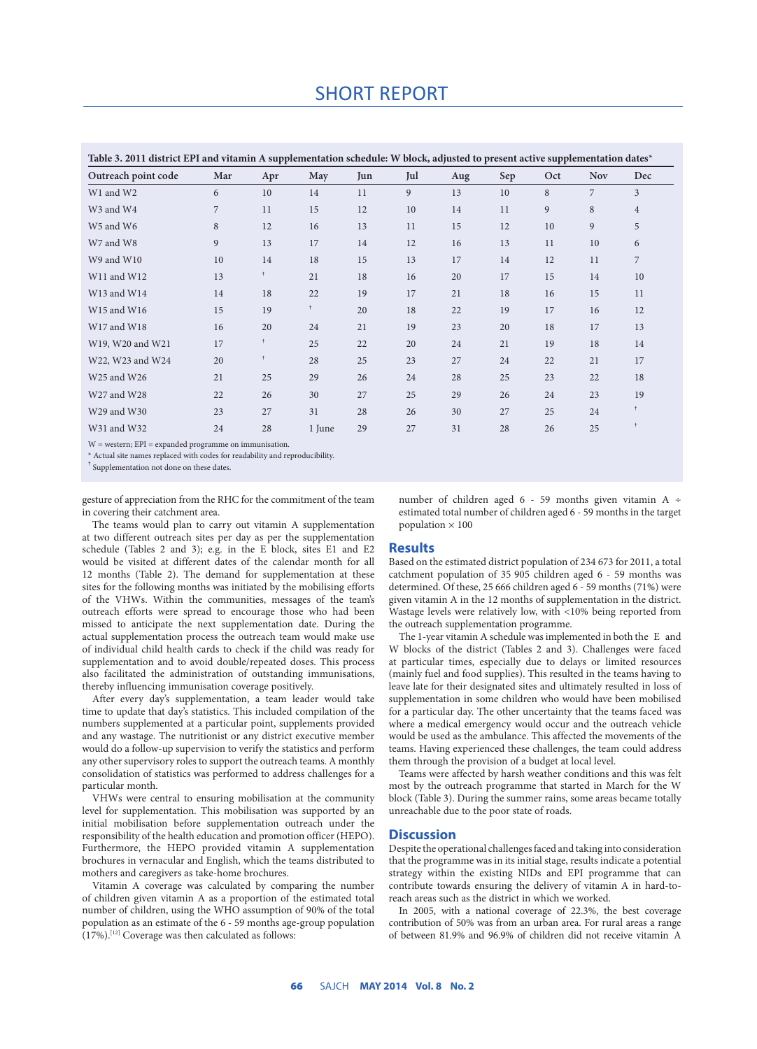**Table 3. 2011 district EPI and vitamin A supplementation schedule: W block, adjusted to present active supplementation dates***

| Outreach point code | Mar | Apr | May | Jun | Jul | Aug | Sep | Oct | Nov | Dec |
|---|---|---|---|---|---|---|---|---|---|---|
| W1 and W2 | 6 | 10 | 14 | 11 | 9 | 13 | 10 | 8 | 7 | 3 |
| W3 and W4 | 7 | 11 | 15 | 12 | 10 | 14 | 11 | 9 | 8 | 4 |
| W5 and W6 | 8 | 12 | 16 | 13 | 11 | 15 | 12 | 10 | 9 | 5 |
| W7 and W8 | 9 | 13 | 17 | 14 | 12 | 16 | 13 | 11 | 10 | 6 |
| W9 and W10 | 10 | 14 | 18 | 15 | 13 | 17 | 14 | 12 | 11 | 7 |
| W11 and W12 | 13 | † | 21 | 18 | 16 | 20 | 17 | 15 | 14 | 10 |
| W13 and W14 | 14 | 18 | 22 | 19 | 17 | 21 | 18 | 16 | 15 | 11 |
| W15 and W16 | 15 | 19 | † | 20 | 18 | 22 | 19 | 17 | 16 | 12 |
| W17 and W18 | 16 | 20 | 24 | 21 | 19 | 23 | 20 | 18 | 17 | 13 |
| W19, W20 and W21 | 17 | † | 25 | 22 | 20 | 24 | 21 | 19 | 18 | 14 |
| W22, W23 and W24 | 20 | † | 28 | 25 | 23 | 27 | 24 | 22 | 21 | 17 |
| W25 and W26 | 21 | 25 | 29 | 26 | 24 | 28 | 25 | 23 | 22 | 18 |
| W27 and W28 | 22 | 26 | 30 | 27 | 25 | 29 | 26 | 24 | 23 | 19 |
| W29 and W30 | 23 | 27 | 31 | 28 | 26 | 30 | 27 | 25 | 24 | † |
| W31 and W32 | 24 | 28 | 1 June | 29 | 27 | 31 | 28 | 26 | 25 | † |

W = western; EPI = expanded programme on immunisation.
* Actual site names replaced with codes for readability and reproducibility.
† Supplementation not done on these dates.

gesture of appreciation from the RHC for the commitment of the team in covering their catchment area.

The teams would plan to carry out vitamin A supplementation at two different outreach sites per day as per the supplementation schedule (Tables 2 and 3); e.g. in the E block, sites E1 and E2 would be visited at different dates of the calendar month for all 12 months (Table 2). The demand for supplementation at these sites for the following months was initiated by the mobilising efforts of the VHWs. Within the communities, messages of the team's outreach efforts were spread to encourage those who had been missed to anticipate the next supplementation date. During the actual supplementation process the outreach team would make use of individual child health cards to check if the child was ready for supplementation and to avoid double/repeated doses. This process also facilitated the administration of outstanding immunisations, thereby influencing immunisation coverage positively.

After every day's supplementation, a team leader would take time to update that day's statistics. This included compilation of the numbers supplemented at a particular point, supplements provided and any wastage. The nutritionist or any district executive member would do a follow-up supervision to verify the statistics and perform any other supervisory roles to support the outreach teams. A monthly consolidation of statistics was performed to address challenges for a particular month.

VHWs were central to ensuring mobilisation at the community level for supplementation. This mobilisation was supported by an initial mobilisation before supplementation outreach under the responsibility of the health education and promotion officer (HEPO). Furthermore, the HEPO provided vitamin A supplementation brochures in vernacular and English, which the teams distributed to mothers and caregivers as take-home brochures.

Vitamin A coverage was calculated by comparing the number of children given vitamin A as a proportion of the estimated total number of children, using the WHO assumption of 90% of the total population as an estimate of the 6 - 59 months age-group population (17%).[12] Coverage was then calculated as follows:

number of children aged 6 - 59 months given vitamin A ÷ estimated total number of children aged 6 - 59 months in the target population × 100

## Results

Based on the estimated district population of 234 673 for 2011, a total catchment population of 35 905 children aged 6 - 59 months was determined. Of these, 25 666 children aged 6 - 59 months (71%) were given vitamin A in the 12 months of supplementation in the district. Wastage levels were relatively low, with <10% being reported from the outreach supplementation programme.

The 1-year vitamin A schedule was implemented in both the E and W blocks of the district (Tables 2 and 3). Challenges were faced at particular times, especially due to delays or limited resources (mainly fuel and food supplies). This resulted in the teams having to leave late for their designated sites and ultimately resulted in loss of supplementation in some children who would have been mobilised for a particular day. The other uncertainty that the teams faced was where a medical emergency would occur and the outreach vehicle would be used as the ambulance. This affected the movements of the teams. Having experienced these challenges, the team could address them through the provision of a budget at local level.

Teams were affected by harsh weather conditions and this was felt most by the outreach programme that started in March for the W block (Table 3). During the summer rains, some areas became totally unreachable due to the poor state of roads.

## Discussion

Despite the operational challenges faced and taking into consideration that the programme was in its initial stage, results indicate a potential strategy within the existing NIDs and EPI programme that can contribute towards ensuring the delivery of vitamin A in hard-to-reach areas such as the district in which we worked.

In 2005, with a national coverage of 22.3%, the best coverage contribution of 50% was from an urban area. For rural areas a range of between 81.9% and 96.9% of children did not receive vitamin A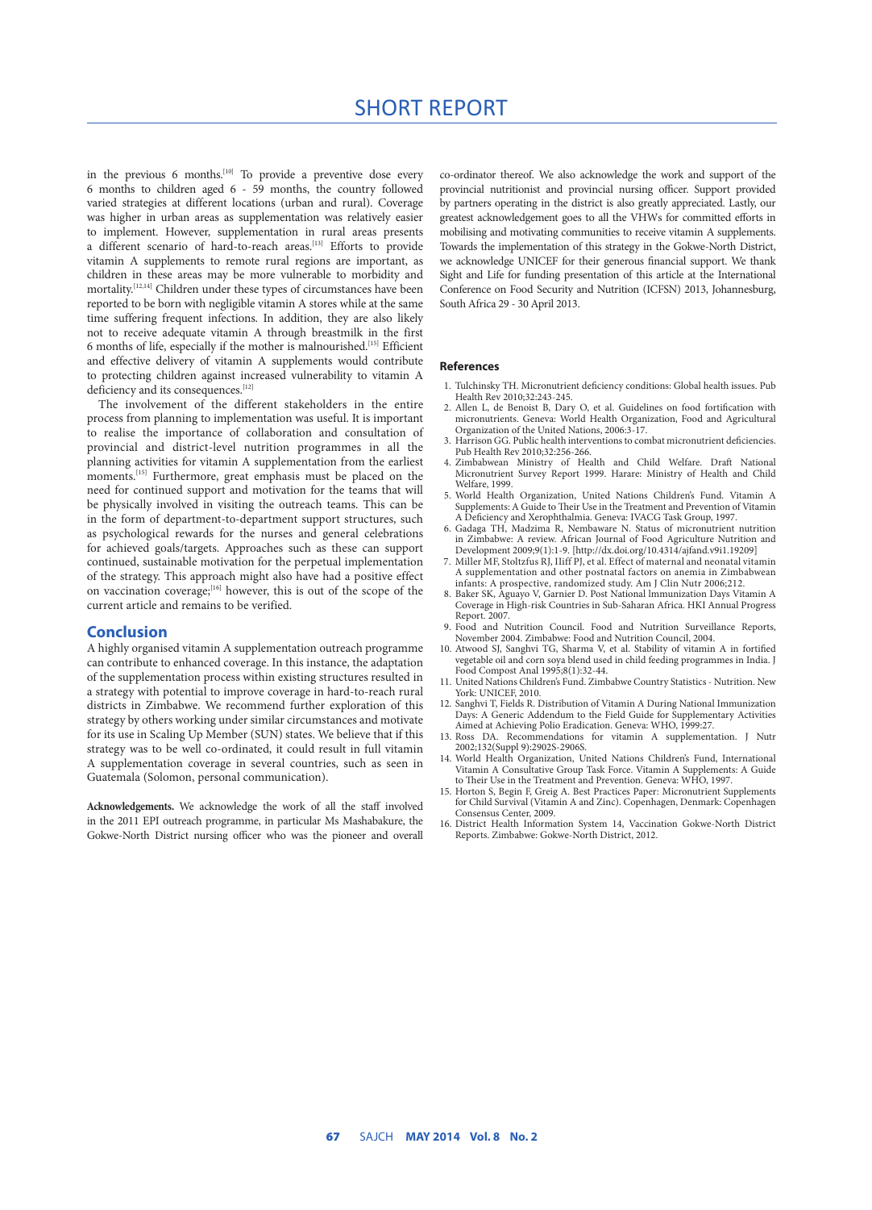in the previous 6 months.[10] To provide a preventive dose every 6 months to children aged 6 - 59 months, the country followed varied strategies at different locations (urban and rural). Coverage was higher in urban areas as supplementation was relatively easier to implement. However, supplementation in rural areas presents a different scenario of hard-to-reach areas.[13] Efforts to provide vitamin A supplements to remote rural regions are important, as children in these areas may be more vulnerable to morbidity and mortality.[12,14] Children under these types of circumstances have been reported to be born with negligible vitamin A stores while at the same time suffering frequent infections. In addition, they are also likely not to receive adequate vitamin A through breastmilk in the first 6 months of life, especially if the mother is malnourished.[15] Efficient and effective delivery of vitamin A supplements would contribute to protecting children against increased vulnerability to vitamin A deficiency and its consequences.[12]

The involvement of the different stakeholders in the entire process from planning to implementation was useful. It is important to realise the importance of collaboration and consultation of provincial and district-level nutrition programmes in all the planning activities for vitamin A supplementation from the earliest moments.[15] Furthermore, great emphasis must be placed on the need for continued support and motivation for the teams that will be physically involved in visiting the outreach teams. This can be in the form of department-to-department support structures, such as psychological rewards for the nurses and general celebrations for achieved goals/targets. Approaches such as these can support continued, sustainable motivation for the perpetual implementation of the strategy. This approach might also have had a positive effect on vaccination coverage;[16] however, this is out of the scope of the current article and remains to be verified.

## Conclusion

A highly organised vitamin A supplementation outreach programme can contribute to enhanced coverage. In this instance, the adaptation of the supplementation process within existing structures resulted in a strategy with potential to improve coverage in hard-to-reach rural districts in Zimbabwe. We recommend further exploration of this strategy by others working under similar circumstances and motivate for its use in Scaling Up Member (SUN) states. We believe that if this strategy was to be well co-ordinated, it could result in full vitamin A supplementation coverage in several countries, such as seen in Guatemala (Solomon, personal communication).

**Acknowledgements.** We acknowledge the work of all the staff involved in the 2011 EPI outreach programme, in particular Ms Mashabakure, the Gokwe-North District nursing officer who was the pioneer and overall co-ordinator thereof. We also acknowledge the work and support of the provincial nutritionist and provincial nursing officer. Support provided by partners operating in the district is also greatly appreciated. Lastly, our greatest acknowledgement goes to all the VHWs for committed efforts in mobilising and motivating communities to receive vitamin A supplements. Towards the implementation of this strategy in the Gokwe-North District, we acknowledge UNICEF for their generous financial support. We thank Sight and Life for funding presentation of this article at the International Conference on Food Security and Nutrition (ICFSN) 2013, Johannesburg, South Africa 29 - 30 April 2013.

### References

1. Tulchinsky TH. Micronutrient deficiency conditions: Global health issues. Pub Health Rev 2010;32:243-245.
2. Allen L, de Benoist B, Dary O, et al. Guidelines on food fortification with micronutrients. Geneva: World Health Organization, Food and Agricultural Organization of the United Nations, 2006:3-17.
3. Harrison GG. Public health interventions to combat micronutrient deficiencies. Pub Health Rev 2010;32:256-266.
4. Zimbabwean Ministry of Health and Child Welfare. Draft National Micronutrient Survey Report 1999. Harare: Ministry of Health and Child Welfare, 1999.
5. World Health Organization, United Nations Children's Fund. Vitamin A Supplements: A Guide to Their Use in the Treatment and Prevention of Vitamin A Deficiency and Xerophthalmia. Geneva: IVACG Task Group, 1997.
6. Gadaga TH, Madzima R, Nembaware N. Status of micronutrient nutrition in Zimbabwe: A review. African Journal of Food Agriculture Nutrition and Development 2009;9(1):1-9. [http://dx.doi.org/10.4314/ajfand.v9i1.19209]
7. Miller MF, Stoltzfus RJ, Iliff PJ, et al. Effect of maternal and neonatal vitamin A supplementation and other postnatal factors on anemia in Zimbabwean infants: A prospective, randomized study. Am J Clin Nutr 2006;212.
8. Baker SK, Aguayo V, Garnier D. Post National Immunization Days Vitamin A Coverage in High-risk Countries in Sub-Saharan Africa. HKI Annual Progress Report. 2007.
9. Food and Nutrition Council. Food and Nutrition Surveillance Reports, November 2004. Zimbabwe: Food and Nutrition Council, 2004.
10. Atwood SJ, Sanghvi TG, Sharma V, et al. Stability of vitamin A in fortified vegetable oil and corn soya blend used in child feeding programmes in India. J Food Compost Anal 1995;8(1):32-44.
11. United Nations Children's Fund. Zimbabwe Country Statistics - Nutrition. New York: UNICEF, 2010.
12. Sanghvi T, Fields R. Distribution of Vitamin A During National Immunization Days: A Generic Addendum to the Field Guide for Supplementary Activities Aimed at Achieving Polio Eradication. Geneva: WHO, 1999:27.
13. Ross DA. Recommendations for vitamin A supplementation. J Nutr 2002;132(Suppl 9):2902S-2906S.
14. World Health Organization, United Nations Children's Fund, International Vitamin A Consultative Group Task Force. Vitamin A Supplements: A Guide to Their Use in the Treatment and Prevention. Geneva: WHO, 1997.
15. Horton S, Begin F, Greig A. Best Practices Paper: Micronutrient Supplements for Child Survival (Vitamin A and Zinc). Copenhagen, Denmark: Copenhagen Consensus Center, 2009.
16. District Health Information System 14, Vaccination Gokwe-North District Reports. Zimbabwe: Gokwe-North District, 2012.